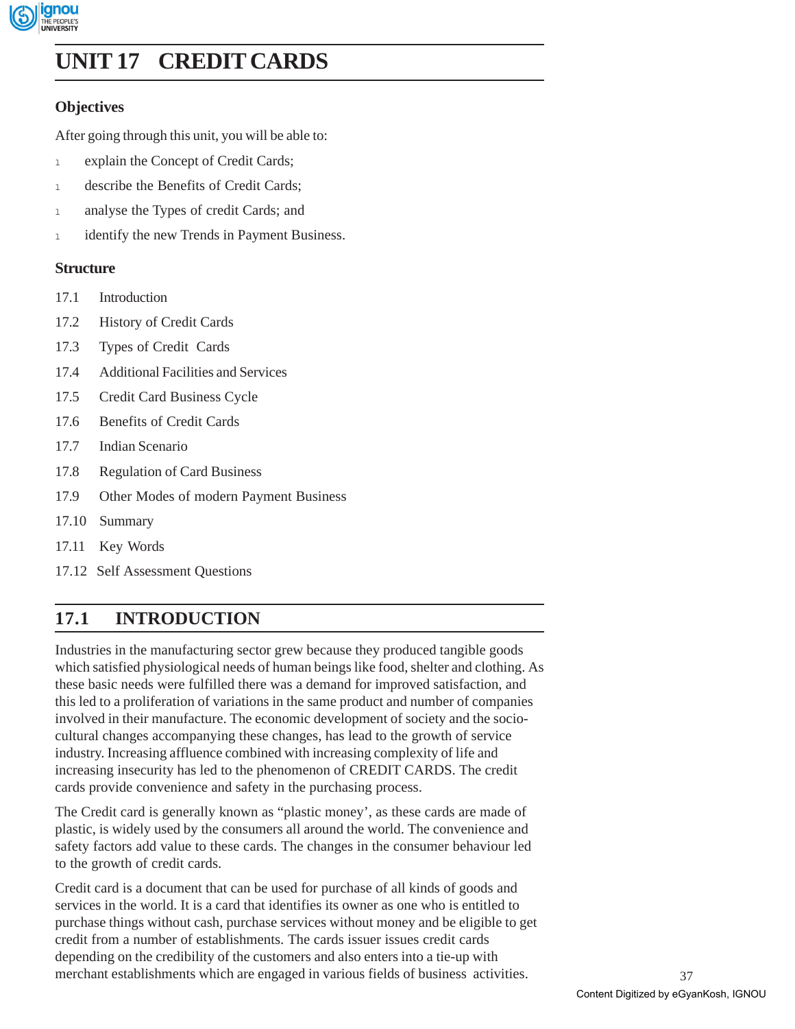# UNIT 17 CREDIT CARDS

## Objectives

After going through this unit, you will be able to:

- explain the Concept of Credit Cards;
- describe the Benefits of Credit Cards;
- analyse the Types of credit Cards; and
- identify the new Trends in Payment Business.

## Structure

17.1 Introduction

17.2 History of Credit Cards

17.3 Types of Credit Cards

17.4 Additional Facilities and Services

17.5 Credit Card Business Cycle

17.6 Benefits of Credit Cards

17.7 Indian Scenario

17.8 Regulation of Card Business

17.9 Other Modes of modern Payment Business

17.10 Summary

17.11 Key Words

17.12 Self Assessment Questions

## 17.1 INTRODUCTION

Industries in the manufacturing sector grew because they produced tangible goods which satisfied physiological needs of human beings like food, shelter and clothing. As these basic needs were fulfilled there was a demand for improved satisfaction, and this led to a proliferation of variations in the same product and number of companies involved in their manufacture. The economic development of society and the socio-cultural changes accompanying these changes, has lead to the growth of service industry. Increasing affluence combined with increasing complexity of life and increasing insecurity has led to the phenomenon of CREDIT CARDS. The credit cards provide convenience and safety in the purchasing process.

The Credit card is generally known as "plastic money', as these cards are made of plastic, is widely used by the consumers all around the world. The convenience and safety factors add value to these cards. The changes in the consumer behaviour led to the growth of credit cards.

Credit card is a document that can be used for purchase of all kinds of goods and services in the world. It is a card that identifies its owner as one who is entitled to purchase things without cash, purchase services without money and be eligible to get credit from a number of establishments. The cards issuer issues credit cards depending on the credibility of the customers and also enters into a tie-up with merchant establishments which are engaged in various fields of business activities.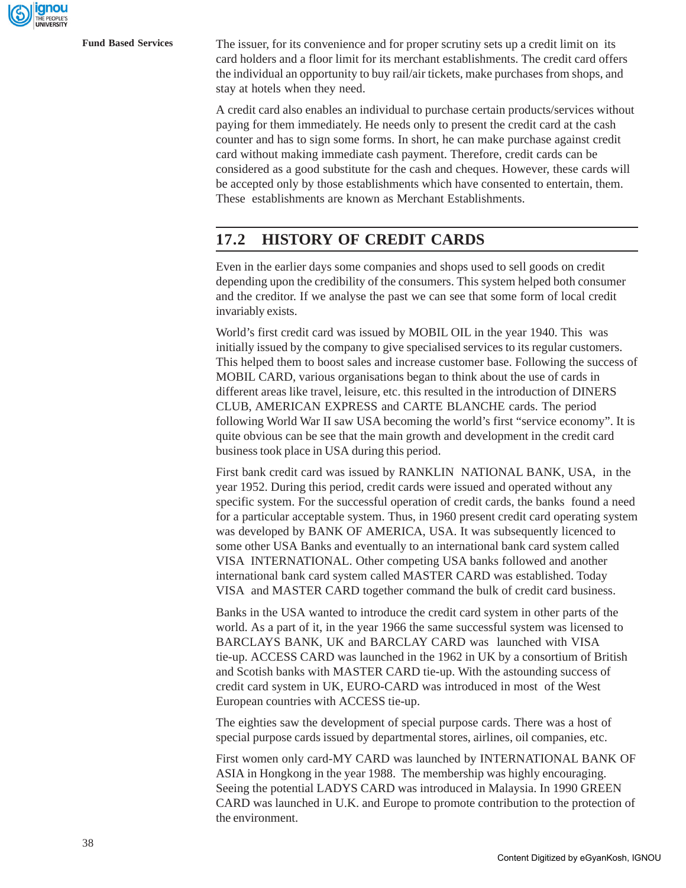The issuer, for its convenience and for proper scrutiny sets up a credit limit on its card holders and a floor limit for its merchant establishments. The credit card offers the individual an opportunity to buy rail/air tickets, make purchases from shops, and stay at hotels when they need.

A credit card also enables an individual to purchase certain products/services without paying for them immediately. He needs only to present the credit card at the cash counter and has to sign some forms. In short, he can make purchase against credit card without making immediate cash payment. Therefore, credit cards can be considered as a good substitute for the cash and cheques. However, these cards will be accepted only by those establishments which have consented to entertain, them. These establishments are known as Merchant Establishments.

## 17.2 HISTORY OF CREDIT CARDS

Even in the earlier days some companies and shops used to sell goods on credit depending upon the credibility of the consumers. This system helped both consumer and the creditor. If we analyse the past we can see that some form of local credit invariably exists.

World's first credit card was issued by MOBIL OIL in the year 1940. This was initially issued by the company to give specialised services to its regular customers. This helped them to boost sales and increase customer base. Following the success of MOBIL CARD, various organisations began to think about the use of cards in different areas like travel, leisure, etc. this resulted in the introduction of DINERS CLUB, AMERICAN EXPRESS and CARTE BLANCHE cards. The period following World War II saw USA becoming the world's first "service economy". It is quite obvious can be see that the main growth and development in the credit card business took place in USA during this period.

First bank credit card was issued by RANKLIN NATIONAL BANK, USA, in the year 1952. During this period, credit cards were issued and operated without any specific system. For the successful operation of credit cards, the banks found a need for a particular acceptable system. Thus, in 1960 present credit card operating system was developed by BANK OF AMERICA, USA. It was subsequently licenced to some other USA Banks and eventually to an international bank card system called VISA INTERNATIONAL. Other competing USA banks followed and another international bank card system called MASTER CARD was established. Today VISA and MASTER CARD together command the bulk of credit card business.

Banks in the USA wanted to introduce the credit card system in other parts of the world. As a part of it, in the year 1966 the same successful system was licensed to BARCLAYS BANK, UK and BARCLAY CARD was launched with VISA tie-up. ACCESS CARD was launched in the 1962 in UK by a consortium of British and Scotish banks with MASTER CARD tie-up. With the astounding success of credit card system in UK, EURO-CARD was introduced in most of the West European countries with ACCESS tie-up.

The eighties saw the development of special purpose cards. There was a host of special purpose cards issued by departmental stores, airlines, oil companies, etc.

First women only card-MY CARD was launched by INTERNATIONAL BANK OF ASIA in Hongkong in the year 1988. The membership was highly encouraging. Seeing the potential LADYS CARD was introduced in Malaysia. In 1990 GREEN CARD was launched in U.K. and Europe to promote contribution to the protection of the environment.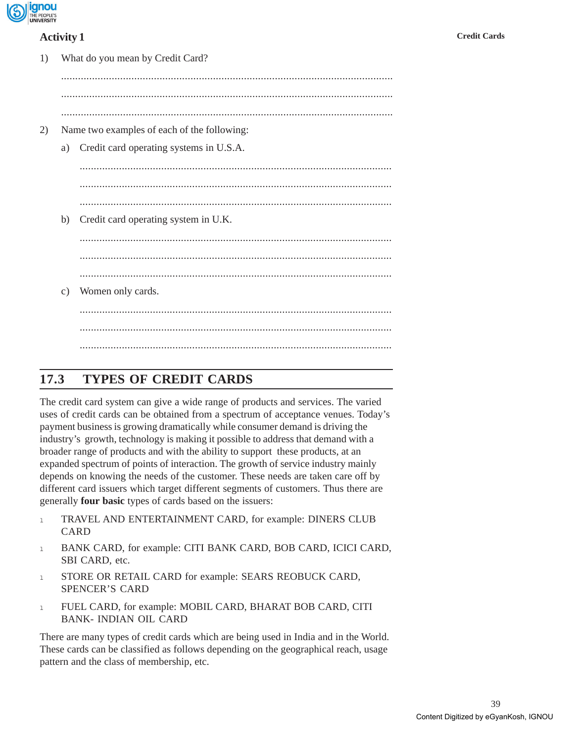## Activity 1

1) What do you mean by Credit Card?

......................................................................................................................

......................................................................................................................

......................................................................................................................

2) Name two examples of each of the following:

   a) Credit card operating systems in U.S.A.

   ..............................................................................................................

   ..............................................................................................................

   ..............................................................................................................

   b) Credit card operating system in U.K.

   ..............................................................................................................

   ..............................................................................................................

   ..............................................................................................................

   c) Women only cards.

   ..............................................................................................................

   ..............................................................................................................

   ..............................................................................................................

## 17.3 TYPES OF CREDIT CARDS

The credit card system can give a wide range of products and services. The varied uses of credit cards can be obtained from a spectrum of acceptance venues. Today's payment business is growing dramatically while consumer demand is driving the industry's growth, technology is making it possible to address that demand with a broader range of products and with the ability to support these products, at an expanded spectrum of points of interaction. The growth of service industry mainly depends on knowing the needs of the customer. These needs are taken care off by different card issuers which target different segments of customers. Thus there are generally **four basic** types of cards based on the issuers:

- TRAVEL AND ENTERTAINMENT CARD, for example: DINERS CLUB CARD
- BANK CARD, for example: CITI BANK CARD, BOB CARD, ICICI CARD, SBI CARD, etc.
- STORE OR RETAIL CARD for example: SEARS REOBUCK CARD, SPENCER'S CARD
- FUEL CARD, for example: MOBIL CARD, BHARAT BOB CARD, CITI BANK- INDIAN OIL CARD

There are many types of credit cards which are being used in India and in the World. These cards can be classified as follows depending on the geographical reach, usage pattern and the class of membership, etc.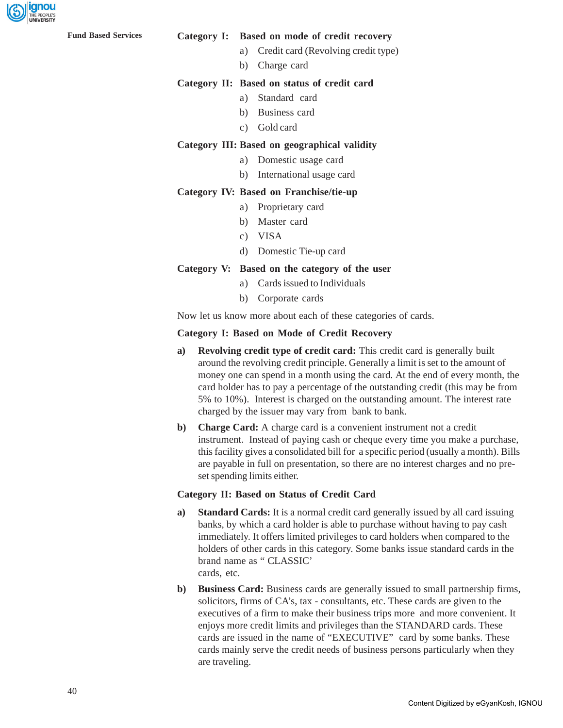**Category I: Based on mode of credit recovery**

a) Credit card (Revolving credit type)

b) Charge card

**Category II: Based on status of credit card**

a) Standard card

b) Business card

c) Gold card

**Category III: Based on geographical validity**

a) Domestic usage card

b) International usage card

**Category IV: Based on Franchise/tie-up**

a) Proprietary card

b) Master card

c) VISA

d) Domestic Tie-up card

**Category V: Based on the category of the user**

a) Cards issued to Individuals

b) Corporate cards

Now let us know more about each of these categories of cards.

**Category I: Based on Mode of Credit Recovery**

**a) Revolving credit type of credit card:** This credit card is generally built around the revolving credit principle. Generally a limit is set to the amount of money one can spend in a month using the card. At the end of every month, the card holder has to pay a percentage of the outstanding credit (this may be from 5% to 10%). Interest is charged on the outstanding amount. The interest rate charged by the issuer may vary from bank to bank.

**b) Charge Card:** A charge card is a convenient instrument not a credit instrument. Instead of paying cash or cheque every time you make a purchase, this facility gives a consolidated bill for a specific period (usually a month). Bills are payable in full on presentation, so there are no interest charges and no pre-set spending limits either.

**Category II: Based on Status of Credit Card**

**a) Standard Cards:** It is a normal credit card generally issued by all card issuing banks, by which a card holder is able to purchase without having to pay cash immediately. It offers limited privileges to card holders when compared to the holders of other cards in this category. Some banks issue standard cards in the brand name as " CLASSIC' cards, etc.

**b) Business Card:** Business cards are generally issued to small partnership firms, solicitors, firms of CA's, tax - consultants, etc. These cards are given to the executives of a firm to make their business trips more and more convenient. It enjoys more credit limits and privileges than the STANDARD cards. These cards are issued in the name of "EXECUTIVE" card by some banks. These cards mainly serve the credit needs of business persons particularly when they are traveling.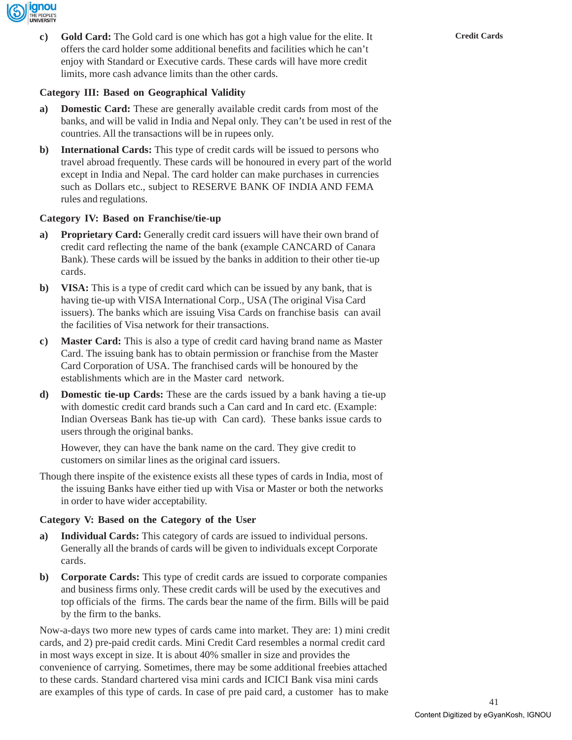c) **Gold Card:** The Gold card is one which has got a high value for the elite. It offers the card holder some additional benefits and facilities which he can't enjoy with Standard or Executive cards. These cards will have more credit limits, more cash advance limits than the other cards.

**Category III: Based on Geographical Validity**

a) **Domestic Card:** These are generally available credit cards from most of the banks, and will be valid in India and Nepal only. They can't be used in rest of the countries. All the transactions will be in rupees only.

b) **International Cards:** This type of credit cards will be issued to persons who travel abroad frequently. These cards will be honoured in every part of the world except in India and Nepal. The card holder can make purchases in currencies such as Dollars etc., subject to RESERVE BANK OF INDIA AND FEMA rules and regulations.

**Category IV: Based on Franchise/tie-up**

a) **Proprietary Card:** Generally credit card issuers will have their own brand of credit card reflecting the name of the bank (example CANCARD of Canara Bank). These cards will be issued by the banks in addition to their other tie-up cards.

b) **VISA:** This is a type of credit card which can be issued by any bank, that is having tie-up with VISA International Corp., USA (The original Visa Card issuers). The banks which are issuing Visa Cards on franchise basis can avail the facilities of Visa network for their transactions.

c) **Master Card:** This is also a type of credit card having brand name as Master Card. The issuing bank has to obtain permission or franchise from the Master Card Corporation of USA. The franchised cards will be honoured by the establishments which are in the Master card network.

d) **Domestic tie-up Cards:** These are the cards issued by a bank having a tie-up with domestic credit card brands such a Can card and In card etc. (Example: Indian Overseas Bank has tie-up with Can card). These banks issue cards to users through the original banks.

However, they can have the bank name on the card. They give credit to customers on similar lines as the original card issuers.

Though there inspite of the existence exists all these types of cards in India, most of the issuing Banks have either tied up with Visa or Master or both the networks in order to have wider acceptability.

**Category V: Based on the Category of the User**

a) **Individual Cards:** This category of cards are issued to individual persons. Generally all the brands of cards will be given to individuals except Corporate cards.

b) **Corporate Cards:** This type of credit cards are issued to corporate companies and business firms only. These credit cards will be used by the executives and top officials of the firms. The cards bear the name of the firm. Bills will be paid by the firm to the banks.

Now-a-days two more new types of cards came into market. They are: 1) mini credit cards, and 2) pre-paid credit cards. Mini Credit Card resembles a normal credit card in most ways except in size. It is about 40% smaller in size and provides the convenience of carrying. Sometimes, there may be some additional freebies attached to these cards. Standard chartered visa mini cards and ICICI Bank visa mini cards are examples of this type of cards. In case of pre paid card, a customer has to make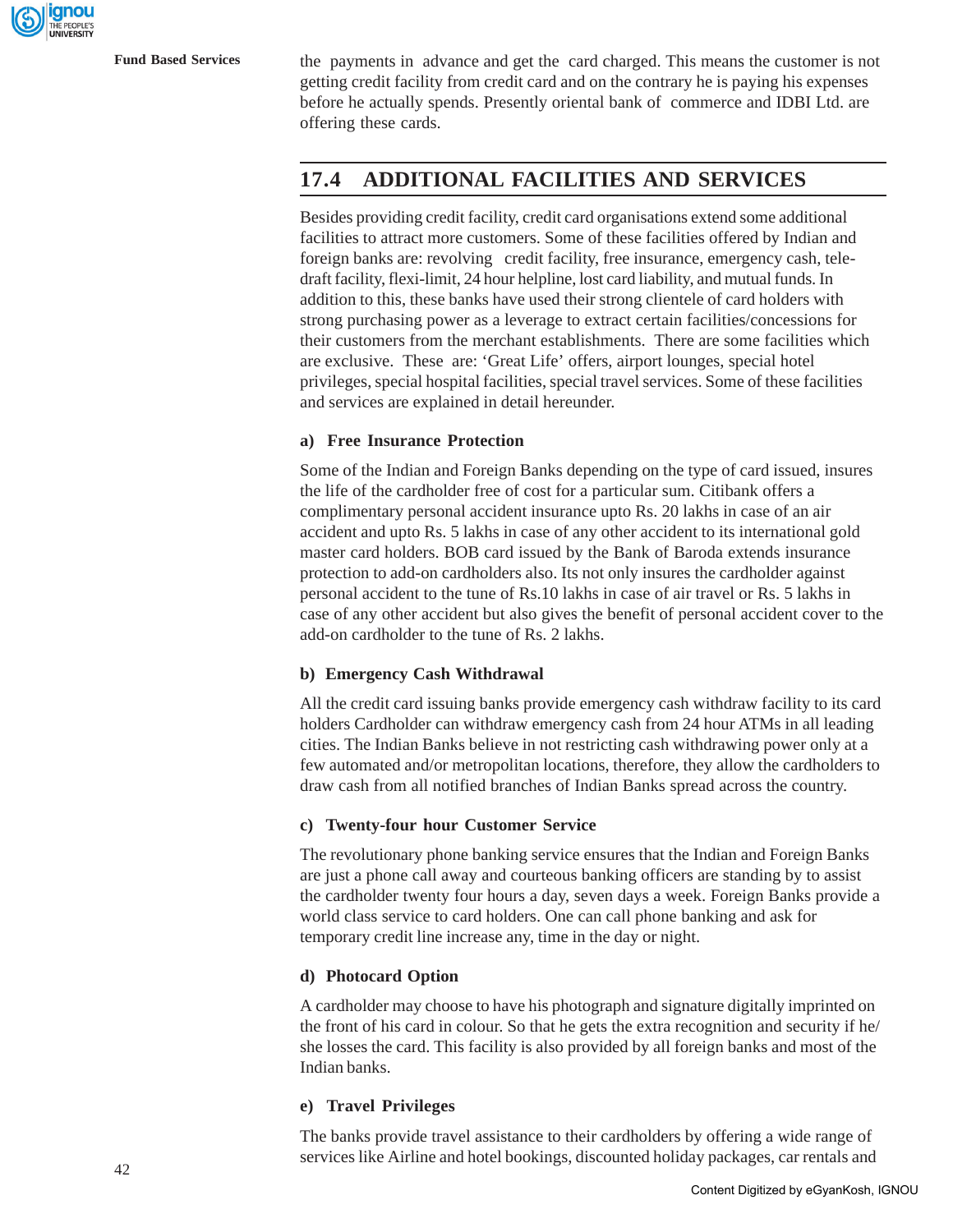the payments in advance and get the card charged. This means the customer is not getting credit facility from credit card and on the contrary he is paying his expenses before he actually spends. Presently oriental bank of commerce and IDBI Ltd. are offering these cards.

## 17.4 ADDITIONAL FACILITIES AND SERVICES

Besides providing credit facility, credit card organisations extend some additional facilities to attract more customers. Some of these facilities offered by Indian and foreign banks are: revolving credit facility, free insurance, emergency cash, tele-draft facility, flexi-limit, 24 hour helpline, lost card liability, and mutual funds. In addition to this, these banks have used their strong clientele of card holders with strong purchasing power as a leverage to extract certain facilities/concessions for their customers from the merchant establishments. There are some facilities which are exclusive. These are: 'Great Life' offers, airport lounges, special hotel privileges, special hospital facilities, special travel services. Some of these facilities and services are explained in detail hereunder.

**a) Free Insurance Protection**

Some of the Indian and Foreign Banks depending on the type of card issued, insures the life of the cardholder free of cost for a particular sum. Citibank offers a complimentary personal accident insurance upto Rs. 20 lakhs in case of an air accident and upto Rs. 5 lakhs in case of any other accident to its international gold master card holders. BOB card issued by the Bank of Baroda extends insurance protection to add-on cardholders also. Its not only insures the cardholder against personal accident to the tune of Rs.10 lakhs in case of air travel or Rs. 5 lakhs in case of any other accident but also gives the benefit of personal accident cover to the add-on cardholder to the tune of Rs. 2 lakhs.

**b) Emergency Cash Withdrawal**

All the credit card issuing banks provide emergency cash withdraw facility to its card holders Cardholder can withdraw emergency cash from 24 hour ATMs in all leading cities. The Indian Banks believe in not restricting cash withdrawing power only at a few automated and/or metropolitan locations, therefore, they allow the cardholders to draw cash from all notified branches of Indian Banks spread across the country.

**c) Twenty-four hour Customer Service**

The revolutionary phone banking service ensures that the Indian and Foreign Banks are just a phone call away and courteous banking officers are standing by to assist the cardholder twenty four hours a day, seven days a week. Foreign Banks provide a world class service to card holders. One can call phone banking and ask for temporary credit line increase any, time in the day or night.

**d) Photocard Option**

A cardholder may choose to have his photograph and signature digitally imprinted on the front of his card in colour. So that he gets the extra recognition and security if he/she losses the card. This facility is also provided by all foreign banks and most of the Indian banks.

**e) Travel Privileges**

The banks provide travel assistance to their cardholders by offering a wide range of services like Airline and hotel bookings, discounted holiday packages, car rentals and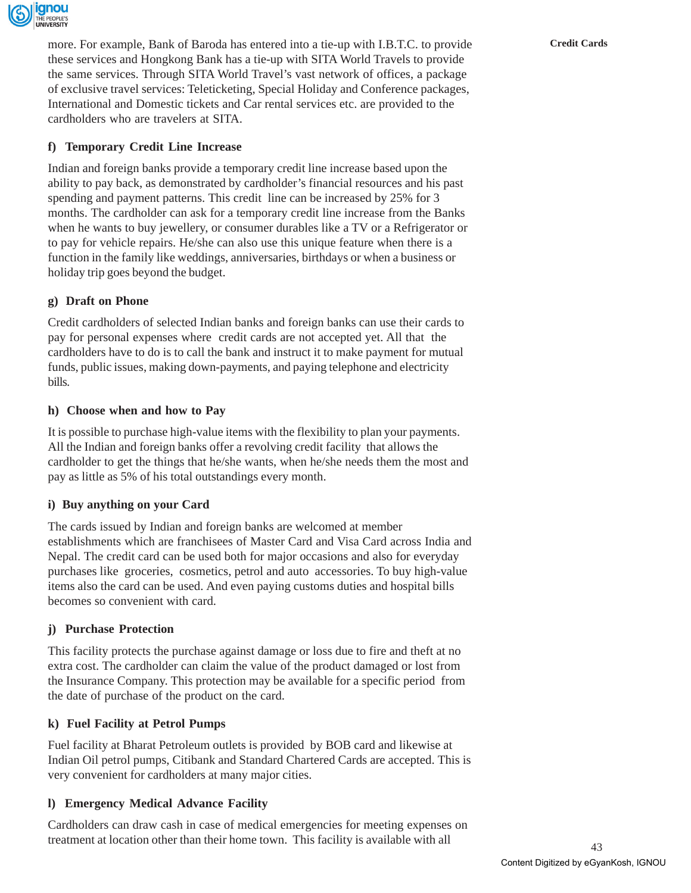more. For example, Bank of Baroda has entered into a tie-up with I.B.T.C. to provide these services and Hongkong Bank has a tie-up with SITA World Travels to provide the same services. Through SITA World Travel's vast network of offices, a package of exclusive travel services: Teleticketing, Special Holiday and Conference packages, International and Domestic tickets and Car rental services etc. are provided to the cardholders who are travelers at SITA.

**f) Temporary Credit Line Increase**

Indian and foreign banks provide a temporary credit line increase based upon the ability to pay back, as demonstrated by cardholder's financial resources and his past spending and payment patterns. This credit line can be increased by 25% for 3 months. The cardholder can ask for a temporary credit line increase from the Banks when he wants to buy jewellery, or consumer durables like a TV or a Refrigerator or to pay for vehicle repairs. He/she can also use this unique feature when there is a function in the family like weddings, anniversaries, birthdays or when a business or holiday trip goes beyond the budget.

**g) Draft on Phone**

Credit cardholders of selected Indian banks and foreign banks can use their cards to pay for personal expenses where credit cards are not accepted yet. All that the cardholders have to do is to call the bank and instruct it to make payment for mutual funds, public issues, making down-payments, and paying telephone and electricity bills.

**h) Choose when and how to Pay**

It is possible to purchase high-value items with the flexibility to plan your payments. All the Indian and foreign banks offer a revolving credit facility that allows the cardholder to get the things that he/she wants, when he/she needs them the most and pay as little as 5% of his total outstandings every month.

**i) Buy anything on your Card**

The cards issued by Indian and foreign banks are welcomed at member establishments which are franchisees of Master Card and Visa Card across India and Nepal. The credit card can be used both for major occasions and also for everyday purchases like groceries, cosmetics, petrol and auto accessories. To buy high-value items also the card can be used. And even paying customs duties and hospital bills becomes so convenient with card.

**j) Purchase Protection**

This facility protects the purchase against damage or loss due to fire and theft at no extra cost. The cardholder can claim the value of the product damaged or lost from the Insurance Company. This protection may be available for a specific period from the date of purchase of the product on the card.

**k) Fuel Facility at Petrol Pumps**

Fuel facility at Bharat Petroleum outlets is provided by BOB card and likewise at Indian Oil petrol pumps, Citibank and Standard Chartered Cards are accepted. This is very convenient for cardholders at many major cities.

**l) Emergency Medical Advance Facility**

Cardholders can draw cash in case of medical emergencies for meeting expenses on treatment at location other than their home town. This facility is available with all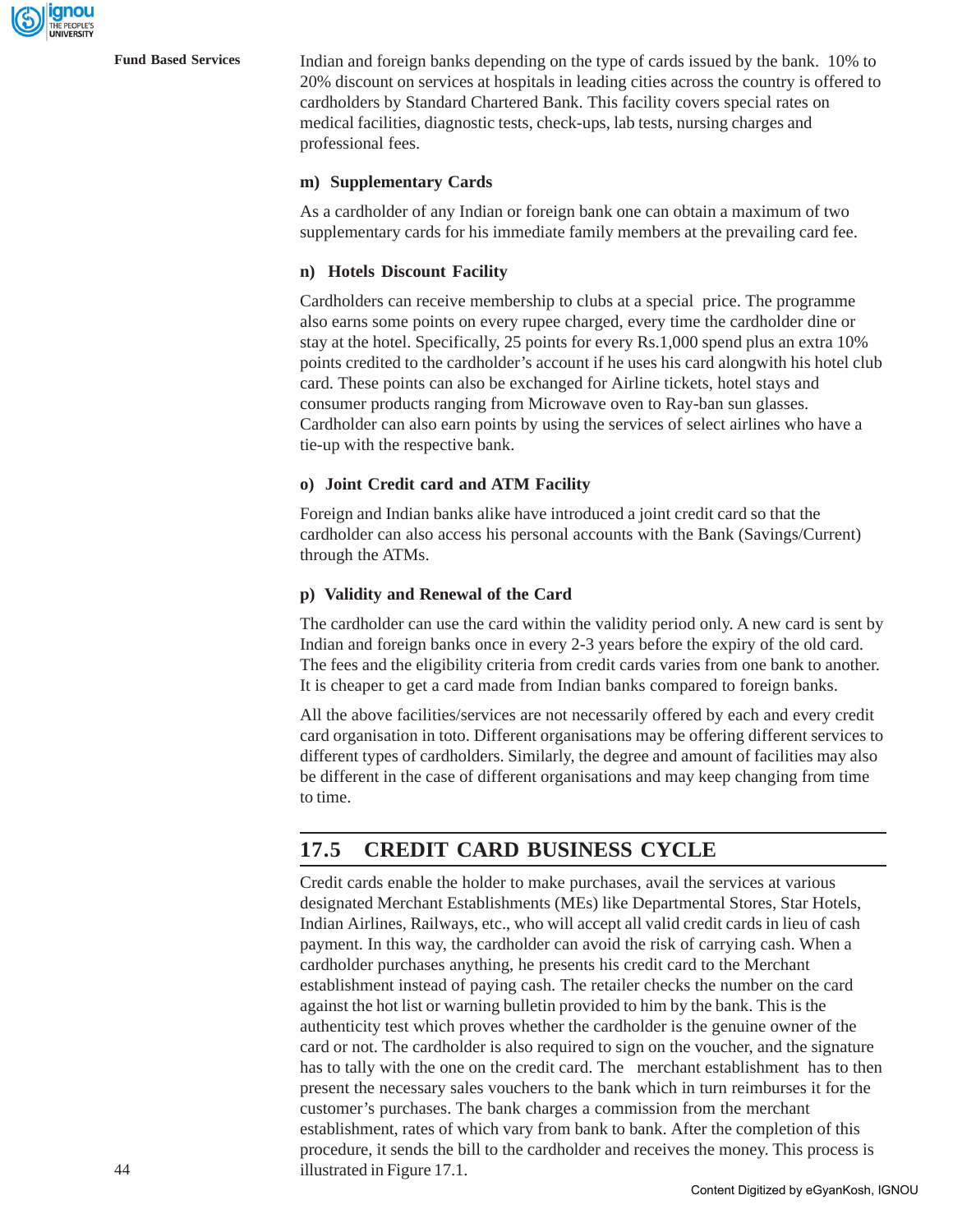Indian and foreign banks depending on the type of cards issued by the bank. 10% to 20% discount on services at hospitals in leading cities across the country is offered to cardholders by Standard Chartered Bank. This facility covers special rates on medical facilities, diagnostic tests, check-ups, lab tests, nursing charges and professional fees.

**m) Supplementary Cards**

As a cardholder of any Indian or foreign bank one can obtain a maximum of two supplementary cards for his immediate family members at the prevailing card fee.

**n) Hotels Discount Facility**

Cardholders can receive membership to clubs at a special price. The programme also earns some points on every rupee charged, every time the cardholder dine or stay at the hotel. Specifically, 25 points for every Rs.1,000 spend plus an extra 10% points credited to the cardholder's account if he uses his card alongwith his hotel club card. These points can also be exchanged for Airline tickets, hotel stays and consumer products ranging from Microwave oven to Ray-ban sun glasses. Cardholder can also earn points by using the services of select airlines who have a tie-up with the respective bank.

**o) Joint Credit card and ATM Facility**

Foreign and Indian banks alike have introduced a joint credit card so that the cardholder can also access his personal accounts with the Bank (Savings/Current) through the ATMs.

**p) Validity and Renewal of the Card**

The cardholder can use the card within the validity period only. A new card is sent by Indian and foreign banks once in every 2-3 years before the expiry of the old card. The fees and the eligibility criteria from credit cards varies from one bank to another. It is cheaper to get a card made from Indian banks compared to foreign banks.

All the above facilities/services are not necessarily offered by each and every credit card organisation in toto. Different organisations may be offering different services to different types of cardholders. Similarly, the degree and amount of facilities may also be different in the case of different organisations and may keep changing from time to time.

## 17.5 CREDIT CARD BUSINESS CYCLE

Credit cards enable the holder to make purchases, avail the services at various designated Merchant Establishments (MEs) like Departmental Stores, Star Hotels, Indian Airlines, Railways, etc., who will accept all valid credit cards in lieu of cash payment. In this way, the cardholder can avoid the risk of carrying cash. When a cardholder purchases anything, he presents his credit card to the Merchant establishment instead of paying cash. The retailer checks the number on the card against the hot list or warning bulletin provided to him by the bank. This is the authenticity test which proves whether the cardholder is the genuine owner of the card or not. The cardholder is also required to sign on the voucher, and the signature has to tally with the one on the credit card. The merchant establishment has to then present the necessary sales vouchers to the bank which in turn reimburses it for the customer's purchases. The bank charges a commission from the merchant establishment, rates of which vary from bank to bank. After the completion of this procedure, it sends the bill to the cardholder and receives the money. This process is illustrated in Figure 17.1.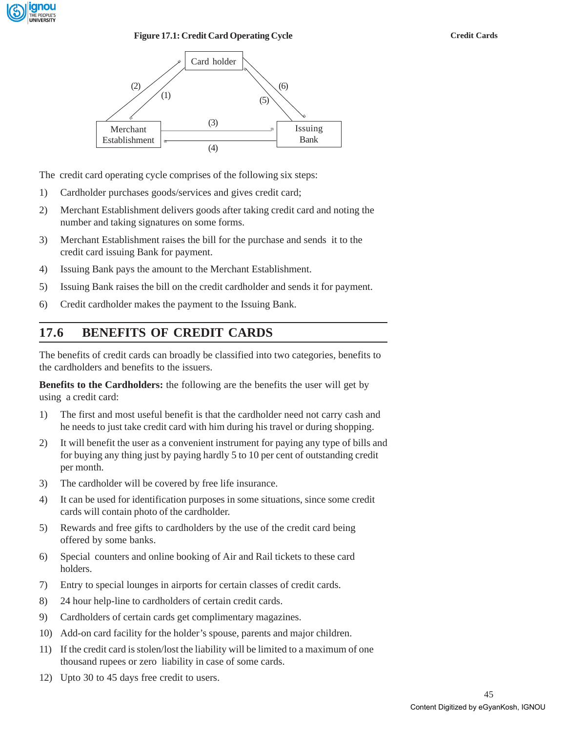**Figure 17.1: Credit Card Operating Cycle**

The credit card operating cycle comprises of the following six steps:

1) Cardholder purchases goods/services and gives credit card;
2) Merchant Establishment delivers goods after taking credit card and noting the number and taking signatures on some forms.
3) Merchant Establishment raises the bill for the purchase and sends it to the credit card issuing Bank for payment.
4) Issuing Bank pays the amount to the Merchant Establishment.
5) Issuing Bank raises the bill on the credit cardholder and sends it for payment.
6) Credit cardholder makes the payment to the Issuing Bank.

## 17.6 BENEFITS OF CREDIT CARDS

The benefits of credit cards can broadly be classified into two categories, benefits to the cardholders and benefits to the issuers.

**Benefits to the Cardholders:** the following are the benefits the user will get by using a credit card:

1) The first and most useful benefit is that the cardholder need not carry cash and he needs to just take credit card with him during his travel or during shopping.
2) It will benefit the user as a convenient instrument for paying any type of bills and for buying any thing just by paying hardly 5 to 10 per cent of outstanding credit per month.
3) The cardholder will be covered by free life insurance.
4) It can be used for identification purposes in some situations, since some credit cards will contain photo of the cardholder.
5) Rewards and free gifts to cardholders by the use of the credit card being offered by some banks.
6) Special counters and online booking of Air and Rail tickets to these card holders.
7) Entry to special lounges in airports for certain classes of credit cards.
8) 24 hour help-line to cardholders of certain credit cards.
9) Cardholders of certain cards get complimentary magazines.
10) Add-on card facility for the holder's spouse, parents and major children.
11) If the credit card is stolen/lost the liability will be limited to a maximum of one thousand rupees or zero liability in case of some cards.
12) Upto 30 to 45 days free credit to users.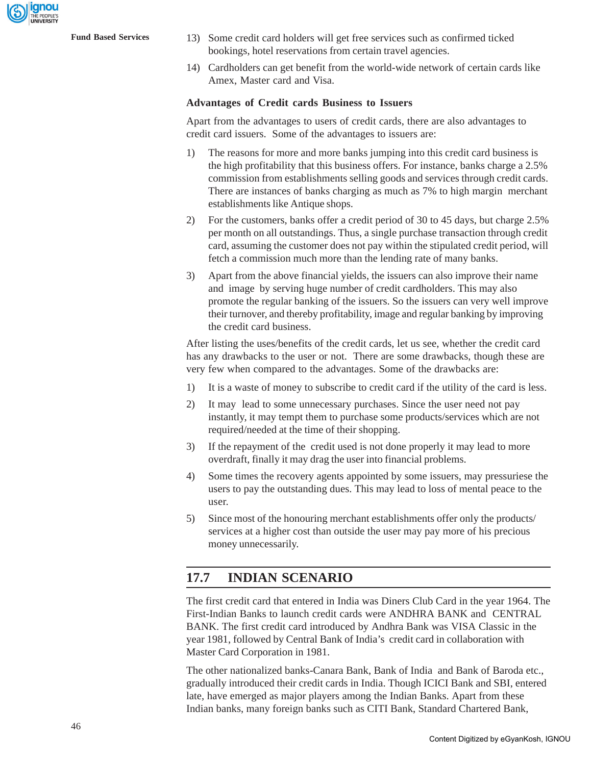13) Some credit card holders will get free services such as confirmed ticked bookings, hotel reservations from certain travel agencies.

14) Cardholders can get benefit from the world-wide network of certain cards like Amex, Master card and Visa.

**Advantages of Credit cards Business to Issuers**

Apart from the advantages to users of credit cards, there are also advantages to credit card issuers. Some of the advantages to issuers are:

1) The reasons for more and more banks jumping into this credit card business is the high profitability that this business offers. For instance, banks charge a 2.5% commission from establishments selling goods and services through credit cards. There are instances of banks charging as much as 7% to high margin merchant establishments like Antique shops.

2) For the customers, banks offer a credit period of 30 to 45 days, but charge 2.5% per month on all outstandings. Thus, a single purchase transaction through credit card, assuming the customer does not pay within the stipulated credit period, will fetch a commission much more than the lending rate of many banks.

3) Apart from the above financial yields, the issuers can also improve their name and image by serving huge number of credit cardholders. This may also promote the regular banking of the issuers. So the issuers can very well improve their turnover, and thereby profitability, image and regular banking by improving the credit card business.

After listing the uses/benefits of the credit cards, let us see, whether the credit card has any drawbacks to the user or not. There are some drawbacks, though these are very few when compared to the advantages. Some of the drawbacks are:

1) It is a waste of money to subscribe to credit card if the utility of the card is less.

2) It may lead to some unnecessary purchases. Since the user need not pay instantly, it may tempt them to purchase some products/services which are not required/needed at the time of their shopping.

3) If the repayment of the credit used is not done properly it may lead to more overdraft, finally it may drag the user into financial problems.

4) Some times the recovery agents appointed by some issuers, may pressuriese the users to pay the outstanding dues. This may lead to loss of mental peace to the user.

5) Since most of the honouring merchant establishments offer only the products/services at a higher cost than outside the user may pay more of his precious money unnecessarily.

## 17.7 INDIAN SCENARIO

The first credit card that entered in India was Diners Club Card in the year 1964. The First-Indian Banks to launch credit cards were ANDHRA BANK and CENTRAL BANK. The first credit card introduced by Andhra Bank was VISA Classic in the year 1981, followed by Central Bank of India's credit card in collaboration with Master Card Corporation in 1981.

The other nationalized banks-Canara Bank, Bank of India and Bank of Baroda etc., gradually introduced their credit cards in India. Though ICICI Bank and SBI, entered late, have emerged as major players among the Indian Banks. Apart from these Indian banks, many foreign banks such as CITI Bank, Standard Chartered Bank,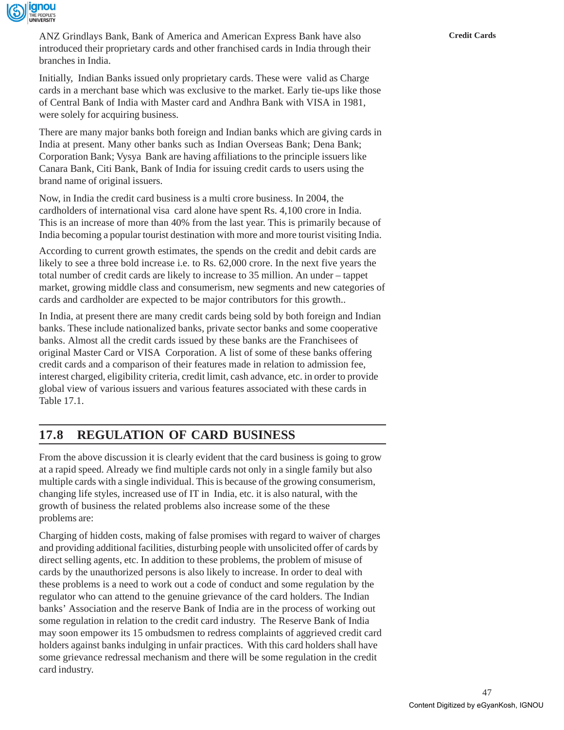ANZ Grindlays Bank, Bank of America and American Express Bank have also introduced their proprietary cards and other franchised cards in India through their branches in India.

Initially, Indian Banks issued only proprietary cards. These were valid as Charge cards in a merchant base which was exclusive to the market. Early tie-ups like those of Central Bank of India with Master card and Andhra Bank with VISA in 1981, were solely for acquiring business.

There are many major banks both foreign and Indian banks which are giving cards in India at present. Many other banks such as Indian Overseas Bank; Dena Bank; Corporation Bank; Vysya Bank are having affiliations to the principle issuers like Canara Bank, Citi Bank, Bank of India for issuing credit cards to users using the brand name of original issuers.

Now, in India the credit card business is a multi crore business. In 2004, the cardholders of international visa card alone have spent Rs. 4,100 crore in India. This is an increase of more than 40% from the last year. This is primarily because of India becoming a popular tourist destination with more and more tourist visiting India.

According to current growth estimates, the spends on the credit and debit cards are likely to see a three bold increase i.e. to Rs. 62,000 crore. In the next five years the total number of credit cards are likely to increase to 35 million. An under – tappet market, growing middle class and consumerism, new segments and new categories of cards and cardholder are expected to be major contributors for this growth..

In India, at present there are many credit cards being sold by both foreign and Indian banks. These include nationalized banks, private sector banks and some cooperative banks. Almost all the credit cards issued by these banks are the Franchisees of original Master Card or VISA Corporation. A list of some of these banks offering credit cards and a comparison of their features made in relation to admission fee, interest charged, eligibility criteria, credit limit, cash advance, etc. in order to provide global view of various issuers and various features associated with these cards in Table 17.1.

## 17.8 REGULATION OF CARD BUSINESS

From the above discussion it is clearly evident that the card business is going to grow at a rapid speed. Already we find multiple cards not only in a single family but also multiple cards with a single individual. This is because of the growing consumerism, changing life styles, increased use of IT in India, etc. it is also natural, with the growth of business the related problems also increase some of the these problems are:

Charging of hidden costs, making of false promises with regard to waiver of charges and providing additional facilities, disturbing people with unsolicited offer of cards by direct selling agents, etc. In addition to these problems, the problem of misuse of cards by the unauthorized persons is also likely to increase. In order to deal with these problems is a need to work out a code of conduct and some regulation by the regulator who can attend to the genuine grievance of the card holders. The Indian banks' Association and the reserve Bank of India are in the process of working out some regulation in relation to the credit card industry. The Reserve Bank of India may soon empower its 15 ombudsmen to redress complaints of aggrieved credit card holders against banks indulging in unfair practices. With this card holders shall have some grievance redressal mechanism and there will be some regulation in the credit card industry.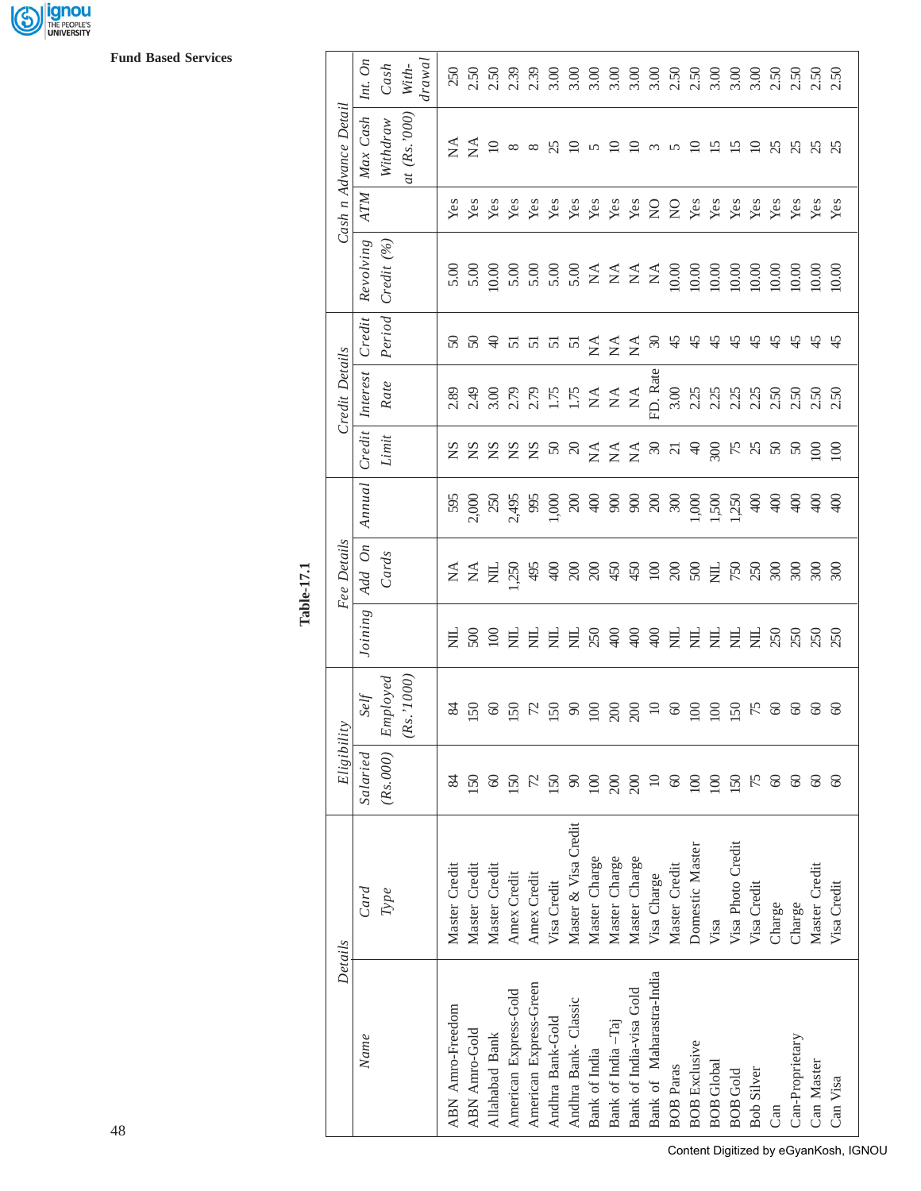**Table-17.1**

| Details | | Eligibility | | Fee Details | | | Credit Details | | | | Cash n Advance Detail | | |
|---|---|---|---|---|---|---|---|---|---|---|---|---|---|
| *Name* | *Card Type* | *Salaried (Rs.000)* | *Self Employed (Rs.'1000)* | *Joining* | *Add On Cards* | *Annual* | *Credit Limit* | *Interest Rate* | *Credit Period* | *Revolving Credit (%)* | *ATM* | *Max Cash Withdraw at (Rs.'000)* | *Int. On Cash With-drawal* |
| ABN Amro-Freedom | Master Credit | 84 | 84 | NIL | NA | 595 | NS | 2.89 | 50 | 5.00 | Yes | NA | 250 |
| ABN Amro-Gold | Master Credit | 150 | 150 | 500 | NA | 2,000 | NS | 2.49 | 50 | 5.00 | Yes | NA | 2.50 |
| Allahabad Bank | Master Credit | 60 | 60 | 100 | NIL | 250 | NS | 3.00 | 40 | 10.00 | Yes | 10 | 2.50 |
| American Express-Gold | Amex Credit | 150 | 150 | NIL | 1,250 | 2,495 | NS | 2.79 | 51 | 5.00 | Yes | 8 | 2.39 |
| American Express-Green | Amex Credit | 72 | 72 | NIL | 495 | 995 | NS | 2.79 | 51 | 5.00 | Yes | 8 | 2.39 |
| Andhra Bank-Gold | Visa Credit | 150 | 150 | NIL | 400 | 1,000 | 50 | 1.75 | 51 | 5.00 | Yes | 25 | 3.00 |
| Andhra Bank- Classic | Master & Visa Credit | 90 | 90 | NIL | 200 | 200 | 20 | 1.75 | 51 | 5.00 | Yes | 10 | 3.00 |
| Bank of India | Master Charge | 100 | 100 | 250 | 200 | 400 | NA | NA | NA | NA | Yes | 5 | 3.00 |
| Bank of India –Taj | Master Charge | 200 | 200 | 400 | 450 | 900 | NA | NA | NA | NA | Yes | 10 | 3.00 |
| Bank of India-visa Gold | Master Charge | 200 | 200 | 400 | 450 | 900 | NA | NA | NA | NA | Yes | 10 | 3.00 |
| Bank of Maharastra-India | Visa Charge | 10 | 10 | 400 | 100 | 200 | 30 | FD. Rate | 30 | NA | NO | 3 | 3.00 |
| BOB Paras | Master Credit | 60 | 60 | NIL | 200 | 300 | 21 | 3.00 | 45 | 10.00 | NO | 5 | 2.50 |
| BOB Exclusive | Domestic Master | 100 | 100 | NIL | 500 | 1,000 | 40 | 2.25 | 45 | 10.00 | Yes | 10 | 2.50 |
| BOB Global | Visa | 100 | 100 | NIL | NIL | 1,500 | 300 | 2.25 | 45 | 10.00 | Yes | 15 | 3.00 |
| BOB Gold | Visa Photo Credit | 150 | 150 | NIL | 750 | 1,250 | 75 | 2.25 | 45 | 10.00 | Yes | 15 | 3.00 |
| Bob Silver | Visa Credit | 75 | 75 | NIL | 250 | 400 | 25 | 2.25 | 45 | 10.00 | Yes | 10 | 3.00 |
| Can | Charge | 60 | 60 | 250 | 300 | 400 | 50 | 2.50 | 45 | 10.00 | Yes | 25 | 2.50 |
| Can-Proprietary | Charge | 60 | 60 | 250 | 300 | 400 | 50 | 2.50 | 45 | 10.00 | Yes | 25 | 2.50 |
| Can Master | Master Credit | 60 | 60 | 250 | 300 | 400 | 100 | 2.50 | 45 | 10.00 | Yes | 25 | 2.50 |
| Can Visa | Visa Credit | 60 | 60 | 250 | 300 | 400 | 100 | 2.50 | 45 | 10.00 | Yes | 25 | 2.50 |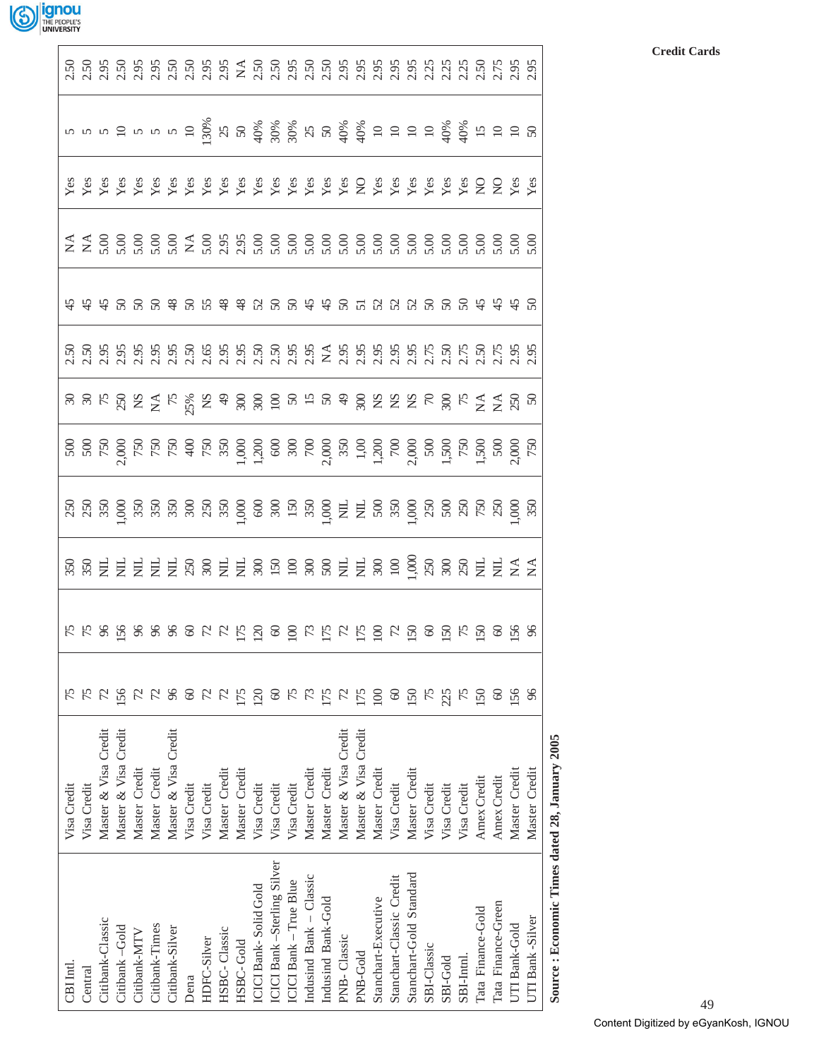| | | | | | | | | | | | | | |
|---|---|---|---|---|---|---|---|---|---|---|---|---|---|
| CBI Intl. | Visa Credit | 75 | 75 | 350 | 250 | 500 | 30 | 2.50 | 45 | NA | Yes | 5 | 2.50 |
| Central | Visa Credit | 75 | 75 | 350 | 250 | 500 | 30 | 2.50 | 45 | NA | Yes | 5 | 2.50 |
| Citibank-Classic | Master & Visa Credit | 72 | 96 | NIL | 350 | 750 | 75 | 2.95 | 45 | 5.00 | Yes | 5 | 2.95 |
| Citibank –Gold | Master & Visa Credit | 156 | 156 | NIL | 1,000 | 2,000 | 250 | 2.95 | 50 | 5.00 | Yes | 10 | 2.50 |
| Citibank-MTV | Master Credit | 72 | 96 | NIL | 350 | 750 | NS | 2.95 | 50 | 5.00 | Yes | 5 | 2.95 |
| Citibank-Times | Master Credit | 72 | 96 | NIL | 350 | 750 | NA | 2.95 | 50 | 5.00 | Yes | 5 | 2.95 |
| Citibank-Silver | Master & Visa Credit | 96 | 96 | NIL | 350 | 750 | 75 | 2.95 | 48 | 5.00 | Yes | 5 | 2.50 |
| Dena | Visa Credit | 60 | 60 | 250 | 300 | 400 | 25% | 2.50 | 50 | NA | Yes | 10 | 2.50 |
| HDFC-Silver | Visa Credit | 72 | 72 | 300 | 250 | 750 | NS | 2.65 | 55 | 5.00 | Yes | 130% | 2.95 |
| HSBC- Classic | Master Credit | 72 | 72 | NIL | 350 | 350 | 49 | 2.95 | 48 | 2.95 | Yes | 25 | 2.95 |
| HSBC- Gold | Master Credit | 175 | 175 | NIL | 1,000 | 1,000 | 300 | 2.95 | 48 | 2.95 | Yes | 50 | NA |
| ICICI Bank- Solid Gold | Visa Credit | 120 | 120 | 300 | 600 | 1,200 | 300 | 2.50 | 52 | 5.00 | Yes | 40% | 2.50 |
| ICICI Bank –Sterling Silver | Visa Credit | 60 | 60 | 150 | 300 | 600 | 100 | 2.50 | 50 | 5.00 | Yes | 30% | 2.50 |
| ICICI Bank – True Blue | Visa Credit | 75 | 100 | 100 | 150 | 300 | 50 | 2.95 | 50 | 5.00 | Yes | 30% | 2.95 |
| Indusind Bank – Classic | Master Credit | 73 | 73 | 300 | 350 | 700 | 15 | 2.95 | 45 | 5.00 | Yes | 25 | 2.50 |
| Indusind Bank-Gold | Master Credit | 175 | 175 | 500 | 1,000 | 2,000 | 50 | NA | 45 | 5.00 | Yes | 50 | 2.50 |
| PNB- Classic | Master & Visa Credit | 72 | 72 | NIL | NIL | 350 | 49 | 2.95 | 50 | 5.00 | Yes | 40% | 2.95 |
| PNB-Gold | Master & Visa Credit | 175 | 175 | NIL | NIL | 1,00 | 300 | 2.95 | 51 | 5.00 | NO | 40% | 2.95 |
| Stanchart-Executive | Master Credit | 100 | 100 | 300 | 500 | 1,200 | NS | 2.95 | 52 | 5.00 | Yes | 10 | 2.95 |
| Stanchart-Classic Credit | Visa Credit | 60 | 72 | 100 | 350 | 700 | NS | 2.95 | 52 | 5.00 | Yes | 10 | 2.95 |
| Stanchart-Gold Standard | Master Credit | 150 | 150 | 1,000 | 1,000 | 2,000 | NS | 2.95 | 52 | 5.00 | Yes | 10 | 2.95 |
| SBI-Classic | Visa Credit | 75 | 60 | 250 | 250 | 500 | 70 | 2.75 | 50 | 5.00 | Yes | 10 | 2.25 |
| SBI-Gold | Visa Credit | 225 | 150 | 300 | 500 | 1,500 | 300 | 2.50 | 50 | 5.00 | Yes | 40% | 2.25 |
| SBI-Intnl. | Visa Credit | 75 | 75 | 250 | 250 | 750 | 75 | 2.75 | 50 | 5.00 | Yes | 40% | 2.25 |
| Tata Finance-Gold | Amex Credit | 150 | 150 | NIL | 750 | 1,500 | NA | 2.50 | 45 | 5.00 | NO | 15 | 2.50 |
| Tata Finance-Green | Amex Credit | 60 | 60 | NIL | 250 | 500 | NA | 2.75 | 45 | 5.00 | NO | 10 | 2.75 |
| UTI Bank-Gold | Master Credit | 156 | 156 | NA | 1,000 | 2,000 | 250 | 2.95 | 45 | 5.00 | Yes | 10 | 2.95 |
| UTI Bank -Silver | Master Credit | 96 | 96 | NA | 350 | 750 | 50 | 2.95 | 50 | 5.00 | Yes | 50 | 2.95 |

**Source : Economic Times dated 28, January 2005**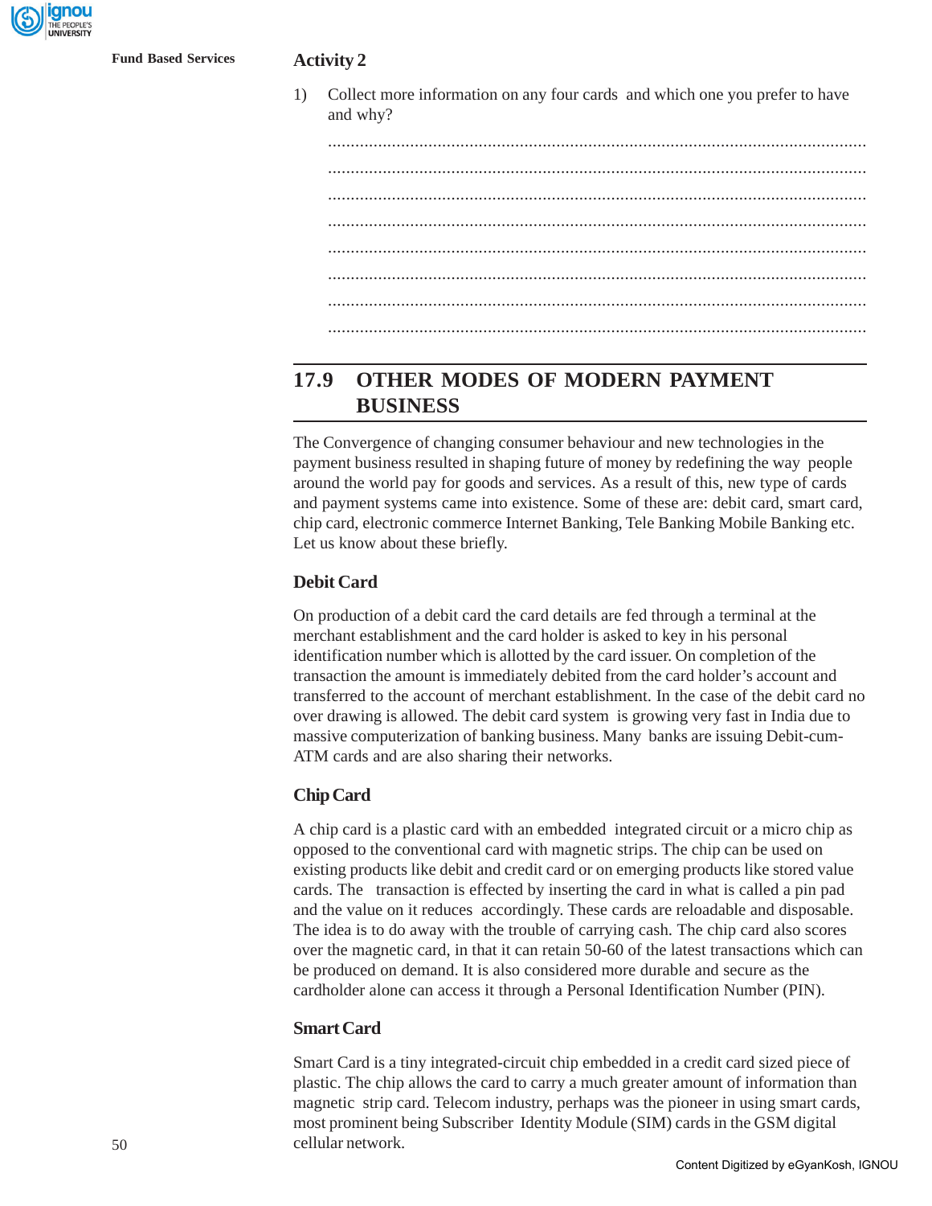### Activity 2

1) Collect more information on any four cards and which one you prefer to have and why?

.....................................................................................................................

.....................................................................................................................

.....................................................................................................................

.....................................................................................................................

.....................................................................................................................

.....................................................................................................................

.....................................................................................................................

.....................................................................................................................

## 17.9 OTHER MODES OF MODERN PAYMENT BUSINESS

The Convergence of changing consumer behaviour and new technologies in the payment business resulted in shaping future of money by redefining the way people around the world pay for goods and services. As a result of this, new type of cards and payment systems came into existence. Some of these are: debit card, smart card, chip card, electronic commerce Internet Banking, Tele Banking Mobile Banking etc. Let us know about these briefly.

### Debit Card

On production of a debit card the card details are fed through a terminal at the merchant establishment and the card holder is asked to key in his personal identification number which is allotted by the card issuer. On completion of the transaction the amount is immediately debited from the card holder's account and transferred to the account of merchant establishment. In the case of the debit card no over drawing is allowed. The debit card system is growing very fast in India due to massive computerization of banking business. Many banks are issuing Debit-cum-ATM cards and are also sharing their networks.

### Chip Card

A chip card is a plastic card with an embedded integrated circuit or a micro chip as opposed to the conventional card with magnetic strips. The chip can be used on existing products like debit and credit card or on emerging products like stored value cards. The transaction is effected by inserting the card in what is called a pin pad and the value on it reduces accordingly. These cards are reloadable and disposable. The idea is to do away with the trouble of carrying cash. The chip card also scores over the magnetic card, in that it can retain 50-60 of the latest transactions which can be produced on demand. It is also considered more durable and secure as the cardholder alone can access it through a Personal Identification Number (PIN).

### Smart Card

Smart Card is a tiny integrated-circuit chip embedded in a credit card sized piece of plastic. The chip allows the card to carry a much greater amount of information than magnetic strip card. Telecom industry, perhaps was the pioneer in using smart cards, most prominent being Subscriber Identity Module (SIM) cards in the GSM digital cellular network.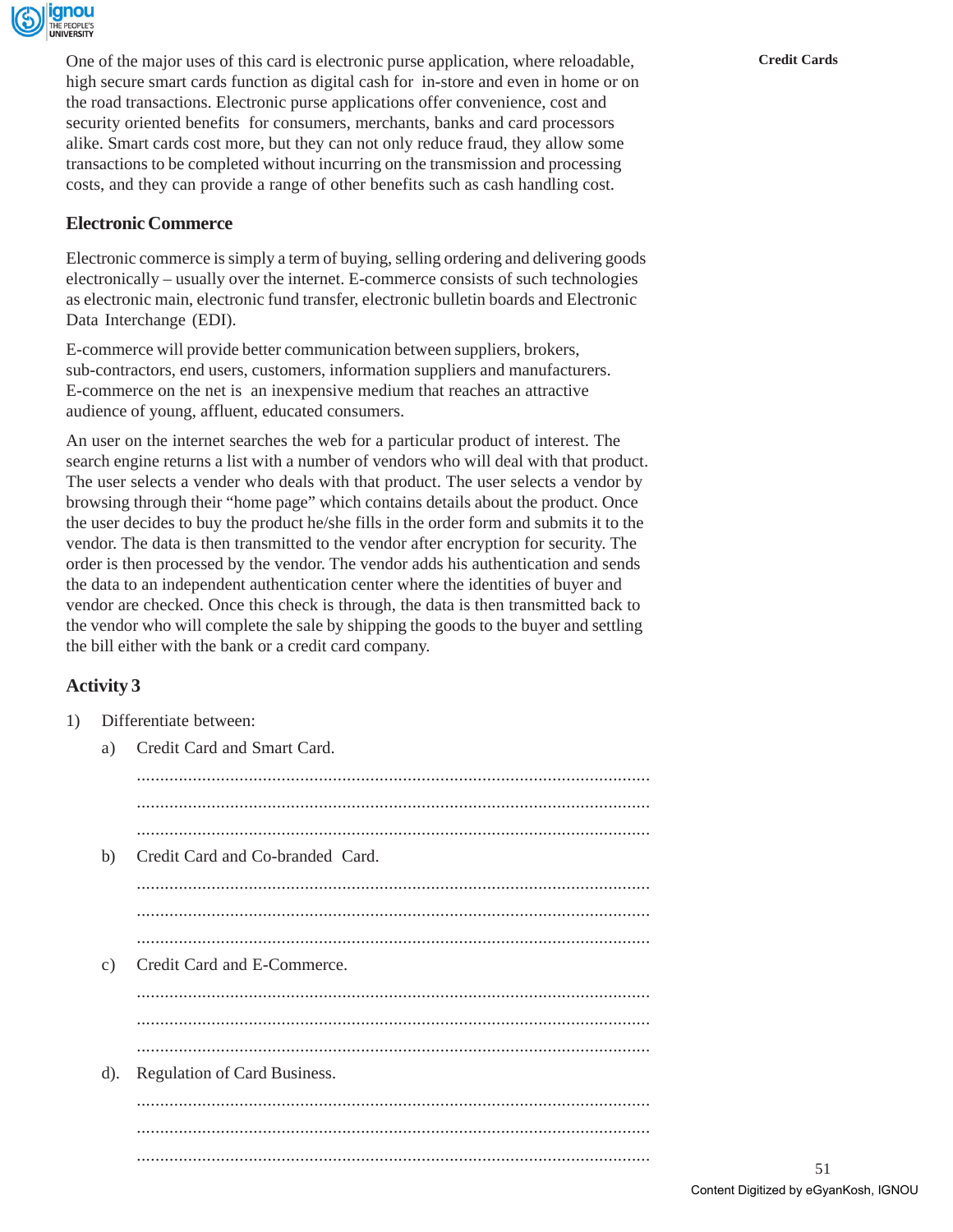One of the major uses of this card is electronic purse application, where reloadable, high secure smart cards function as digital cash for in-store and even in home or on the road transactions. Electronic purse applications offer convenience, cost and security oriented benefits for consumers, merchants, banks and card processors alike. Smart cards cost more, but they can not only reduce fraud, they allow some transactions to be completed without incurring on the transmission and processing costs, and they can provide a range of other benefits such as cash handling cost.

## Electronic Commerce

Electronic commerce is simply a term of buying, selling ordering and delivering goods electronically – usually over the internet. E-commerce consists of such technologies as electronic main, electronic fund transfer, electronic bulletin boards and Electronic Data Interchange (EDI).

E-commerce will provide better communication between suppliers, brokers, sub-contractors, end users, customers, information suppliers and manufacturers. E-commerce on the net is an inexpensive medium that reaches an attractive audience of young, affluent, educated consumers.

An user on the internet searches the web for a particular product of interest. The search engine returns a list with a number of vendors who will deal with that product. The user selects a vender who deals with that product. The user selects a vendor by browsing through their "home page" which contains details about the product. Once the user decides to buy the product he/she fills in the order form and submits it to the vendor. The data is then transmitted to the vendor after encryption for security. The order is then processed by the vendor. The vendor adds his authentication and sends the data to an independent authentication center where the identities of buyer and vendor are checked. Once this check is through, the data is then transmitted back to the vendor who will complete the sale by shipping the goods to the buyer and settling the bill either with the bank or a credit card company.

## Activity 3

1) Differentiate between:

   a) Credit Card and Smart Card.

   ..............................................................................................................

   ..............................................................................................................

   ..............................................................................................................

   b) Credit Card and Co-branded Card.

   ..............................................................................................................

   ..............................................................................................................

   ..............................................................................................................

   c) Credit Card and E-Commerce.

   ..............................................................................................................

   ..............................................................................................................

   ..............................................................................................................

   d). Regulation of Card Business.

   ..............................................................................................................

   ..............................................................................................................

   ..............................................................................................................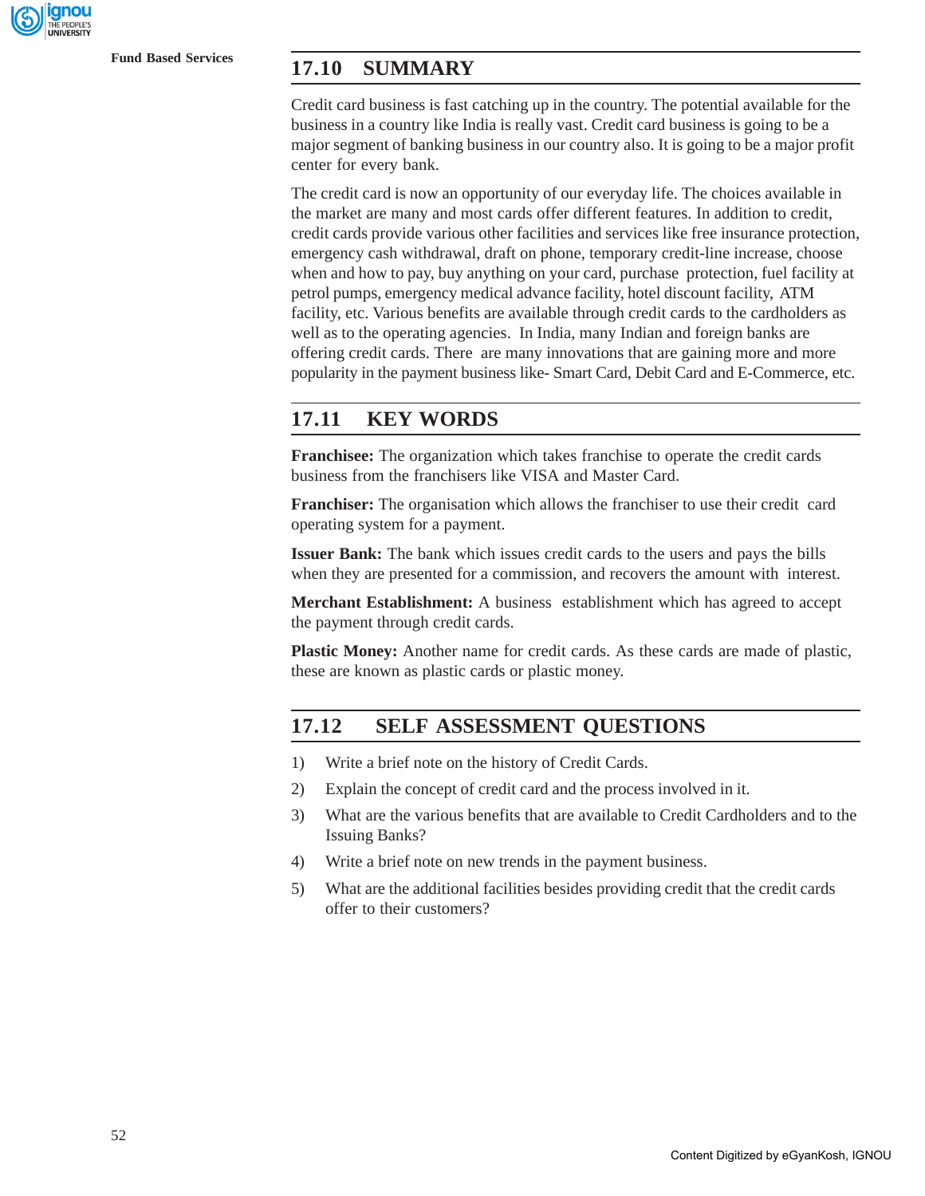## 17.10 SUMMARY

Credit card business is fast catching up in the country. The potential available for the business in a country like India is really vast. Credit card business is going to be a major segment of banking business in our country also. It is going to be a major profit center for every bank.

The credit card is now an opportunity of our everyday life. The choices available in the market are many and most cards offer different features. In addition to credit, credit cards provide various other facilities and services like free insurance protection, emergency cash withdrawal, draft on phone, temporary credit-line increase, choose when and how to pay, buy anything on your card, purchase protection, fuel facility at petrol pumps, emergency medical advance facility, hotel discount facility, ATM facility, etc. Various benefits are available through credit cards to the cardholders as well as to the operating agencies. In India, many Indian and foreign banks are offering credit cards. There are many innovations that are gaining more and more popularity in the payment business like- Smart Card, Debit Card and E-Commerce, etc.

## 17.11 KEY WORDS

**Franchisee:** The organization which takes franchise to operate the credit cards business from the franchisers like VISA and Master Card.

**Franchiser:** The organisation which allows the franchiser to use their credit card operating system for a payment.

**Issuer Bank:** The bank which issues credit cards to the users and pays the bills when they are presented for a commission, and recovers the amount with interest.

**Merchant Establishment:** A business establishment which has agreed to accept the payment through credit cards.

**Plastic Money:** Another name for credit cards. As these cards are made of plastic, these are known as plastic cards or plastic money.

## 17.12 SELF ASSESSMENT QUESTIONS

1) Write a brief note on the history of Credit Cards.
2) Explain the concept of credit card and the process involved in it.
3) What are the various benefits that are available to Credit Cardholders and to the Issuing Banks?
4) Write a brief note on new trends in the payment business.
5) What are the additional facilities besides providing credit that the credit cards offer to their customers?